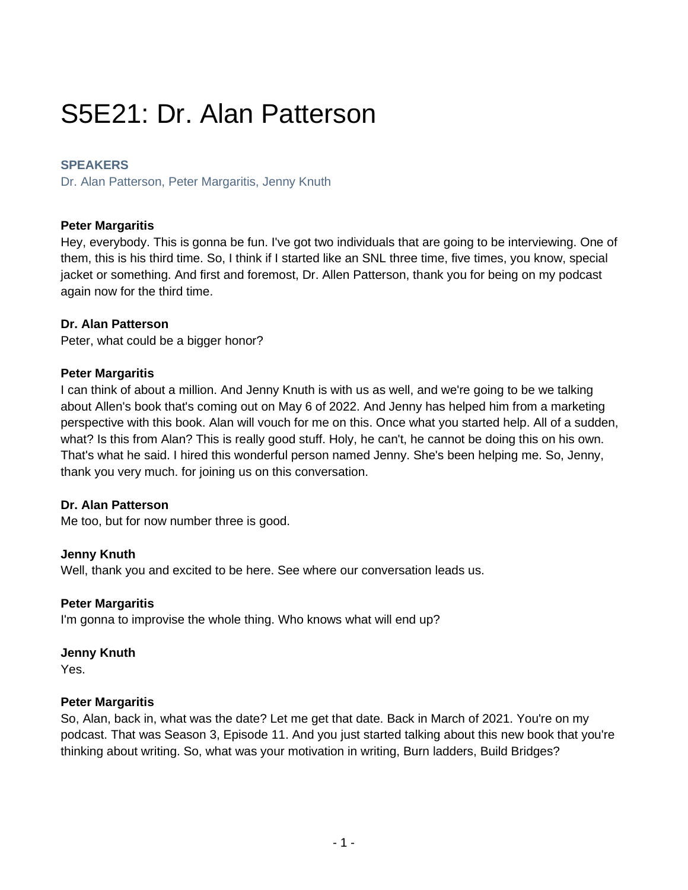# S5E21: Dr. Alan Patterson

**SPEAKERS**

Dr. Alan Patterson, Peter Margaritis, Jenny Knuth

**Peter Margaritis**

Hey, everybody. This is gonna be fun. I've got two individuals that are going to be interviewing. One of them, this is his third time. So, I think if I started like an SNL three time, five times, you know, special jacket or something. And first and foremost, Dr. Allen Patterson, thank you for being on my podcast again now for the third time.

**Dr. Alan Patterson**

Peter, what could be a bigger honor?

**Peter Margaritis**

I can think of about a million. And Jenny Knuth is with us as well, and we're going to be we talking about Allen's book that's coming out on May 6 of 2022. And Jenny has helped him from a marketing perspective with this book. Alan will vouch for me on this. Once what you started help. All of a sudden, what? Is this from Alan? This is really good stuff. Holy, he can't, he cannot be doing this on his own. That's what he said. I hired this wonderful person named Jenny. She's been helping me. So, Jenny, thank you very much. for joining us on this conversation.

**Dr. Alan Patterson**

Me too, but for now number three is good.

**Jenny Knuth**

Well, thank you and excited to be here. See where our conversation leads us.

**Peter Margaritis**

I'm gonna to improvise the whole thing. Who knows what will end up?

**Jenny Knuth**

Yes.

**Peter Margaritis**

So, Alan, back in, what was the date? Let me get that date. Back in March of 2021. You're on my podcast. That was Season 3, Episode 11. And you just started talking about this new book that you're thinking about writing. So, what was your motivation in writing, Burn ladders, Build Bridges?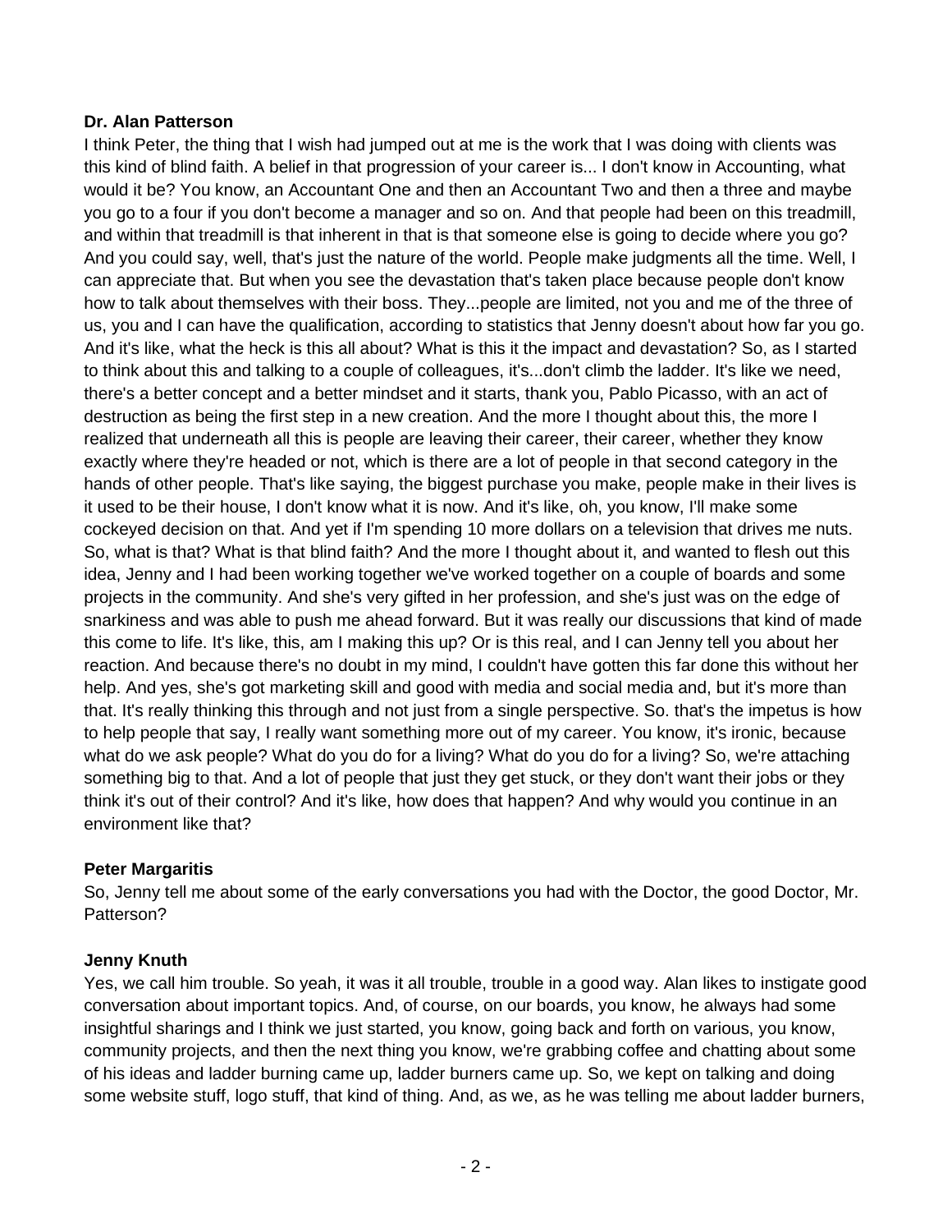**Dr. Alan Patterson**

I think Peter, the thing that I wish had jumped out at me is the work that I was doing with clients was this kind of blind faith. A belief in that progression of your career is... I don't know in Accounting, what would it be? You know, an Accountant One and then an Accountant Two and then a three and maybe you go to a four if you don't become a manager and so on. And that people had been on this treadmill, and within that treadmill is that inherent in that is that someone else is going to decide where you go? And you could say, well, that's just the nature of the world. People make judgments all the time. Well, I can appreciate that. But when you see the devastation that's taken place because people don't know how to talk about themselves with their boss. They...people are limited, not you and me of the three of us, you and I can have the qualification, according to statistics that Jenny doesn't about how far you go. And it's like, what the heck is this all about? What is this it the impact and devastation? So, as I started to think about this and talking to a couple of colleagues, it's...don't climb the ladder. It's like we need, there's a better concept and a better mindset and it starts, thank you, Pablo Picasso, with an act of destruction as being the first step in a new creation. And the more I thought about this, the more I realized that underneath all this is people are leaving their career, their career, whether they know exactly where they're headed or not, which is there are a lot of people in that second category in the hands of other people. That's like saying, the biggest purchase you make, people make in their lives is it used to be their house, I don't know what it is now. And it's like, oh, you know, I'll make some cockeyed decision on that. And yet if I'm spending 10 more dollars on a television that drives me nuts. So, what is that? What is that blind faith? And the more I thought about it, and wanted to flesh out this idea, Jenny and I had been working together we've worked together on a couple of boards and some projects in the community. And she's very gifted in her profession, and she's just was on the edge of snarkiness and was able to push me ahead forward. But it was really our discussions that kind of made this come to life. It's like, this, am I making this up? Or is this real, and I can Jenny tell you about her reaction. And because there's no doubt in my mind, I couldn't have gotten this far done this without her help. And yes, she's got marketing skill and good with media and social media and, but it's more than that. It's really thinking this through and not just from a single perspective. So. that's the impetus is how to help people that say, I really want something more out of my career. You know, it's ironic, because what do we ask people? What do you do for a living? What do you do for a living? So, we're attaching something big to that. And a lot of people that just they get stuck, or they don't want their jobs or they think it's out of their control? And it's like, how does that happen? And why would you continue in an environment like that?

**Peter Margaritis**

So, Jenny tell me about some of the early conversations you had with the Doctor, the good Doctor, Mr. Patterson?

**Jenny Knuth**

Yes, we call him trouble. So yeah, it was it all trouble, trouble in a good way. Alan likes to instigate good conversation about important topics. And, of course, on our boards, you know, he always had some insightful sharings and I think we just started, you know, going back and forth on various, you know, community projects, and then the next thing you know, we're grabbing coffee and chatting about some of his ideas and ladder burning came up, ladder burners came up. So, we kept on talking and doing some website stuff, logo stuff, that kind of thing. And, as we, as he was telling me about ladder burners,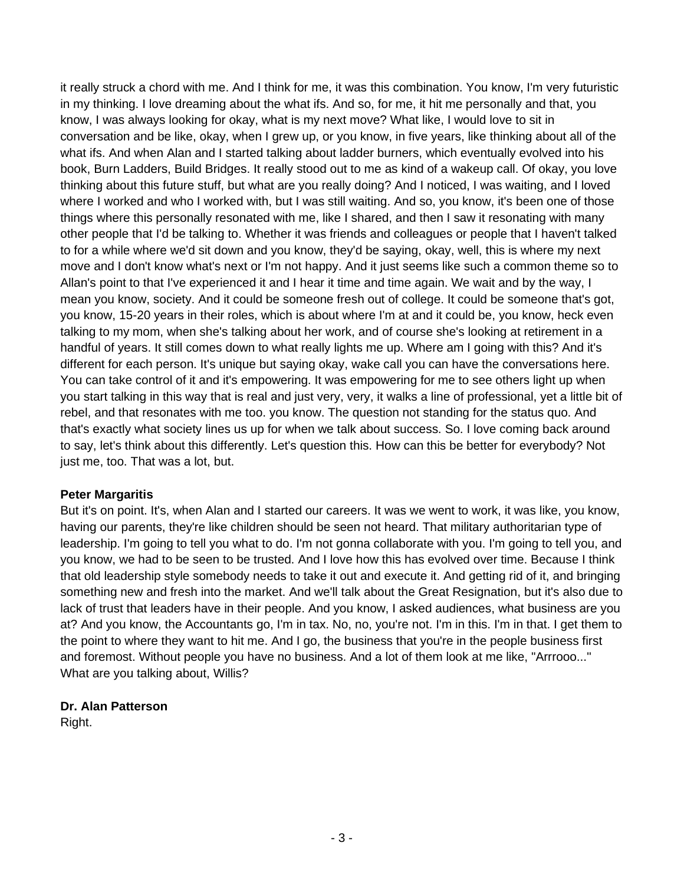it really struck a chord with me. And I think for me, it was this combination. You know, I'm very futuristic in my thinking. I love dreaming about the what ifs. And so, for me, it hit me personally and that, you know, I was always looking for okay, what is my next move? What like, I would love to sit in conversation and be like, okay, when I grew up, or you know, in five years, like thinking about all of the what ifs. And when Alan and I started talking about ladder burners, which eventually evolved into his book, Burn Ladders, Build Bridges. It really stood out to me as kind of a wakeup call. Of okay, you love thinking about this future stuff, but what are you really doing? And I noticed, I was waiting, and I loved where I worked and who I worked with, but I was still waiting. And so, you know, it's been one of those things where this personally resonated with me, like I shared, and then I saw it resonating with many other people that I'd be talking to. Whether it was friends and colleagues or people that I haven't talked to for a while where we'd sit down and you know, they'd be saying, okay, well, this is where my next move and I don't know what's next or I'm not happy. And it just seems like such a common theme so to Allan's point to that I've experienced it and I hear it time and time again. We wait and by the way, I mean you know, society. And it could be someone fresh out of college. It could be someone that's got, you know, 15-20 years in their roles, which is about where I'm at and it could be, you know, heck even talking to my mom, when she's talking about her work, and of course she's looking at retirement in a handful of years. It still comes down to what really lights me up. Where am I going with this? And it's different for each person. It's unique but saying okay, wake call you can have the conversations here. You can take control of it and it's empowering. It was empowering for me to see others light up when you start talking in this way that is real and just very, very, it walks a line of professional, yet a little bit of rebel, and that resonates with me too. you know. The question not standing for the status quo. And that's exactly what society lines us up for when we talk about success. So. I love coming back around to say, let's think about this differently. Let's question this. How can this be better for everybody? Not just me, too. That was a lot, but.

**Peter Margaritis**
But it's on point. It's, when Alan and I started our careers. It was we went to work, it was like, you know, having our parents, they're like children should be seen not heard. That military authoritarian type of leadership. I'm going to tell you what to do. I'm not gonna collaborate with you. I'm going to tell you, and you know, we had to be seen to be trusted. And I love how this has evolved over time. Because I think that old leadership style somebody needs to take it out and execute it. And getting rid of it, and bringing something new and fresh into the market. And we'll talk about the Great Resignation, but it's also due to lack of trust that leaders have in their people. And you know, I asked audiences, what business are you at? And you know, the Accountants go, I'm in tax. No, no, you're not. I'm in this. I'm in that. I get them to the point to where they want to hit me. And I go, the business that you're in the people business first and foremost. Without people you have no business. And a lot of them look at me like, "Arrrooo..." What are you talking about, Willis?

**Dr. Alan Patterson**
Right.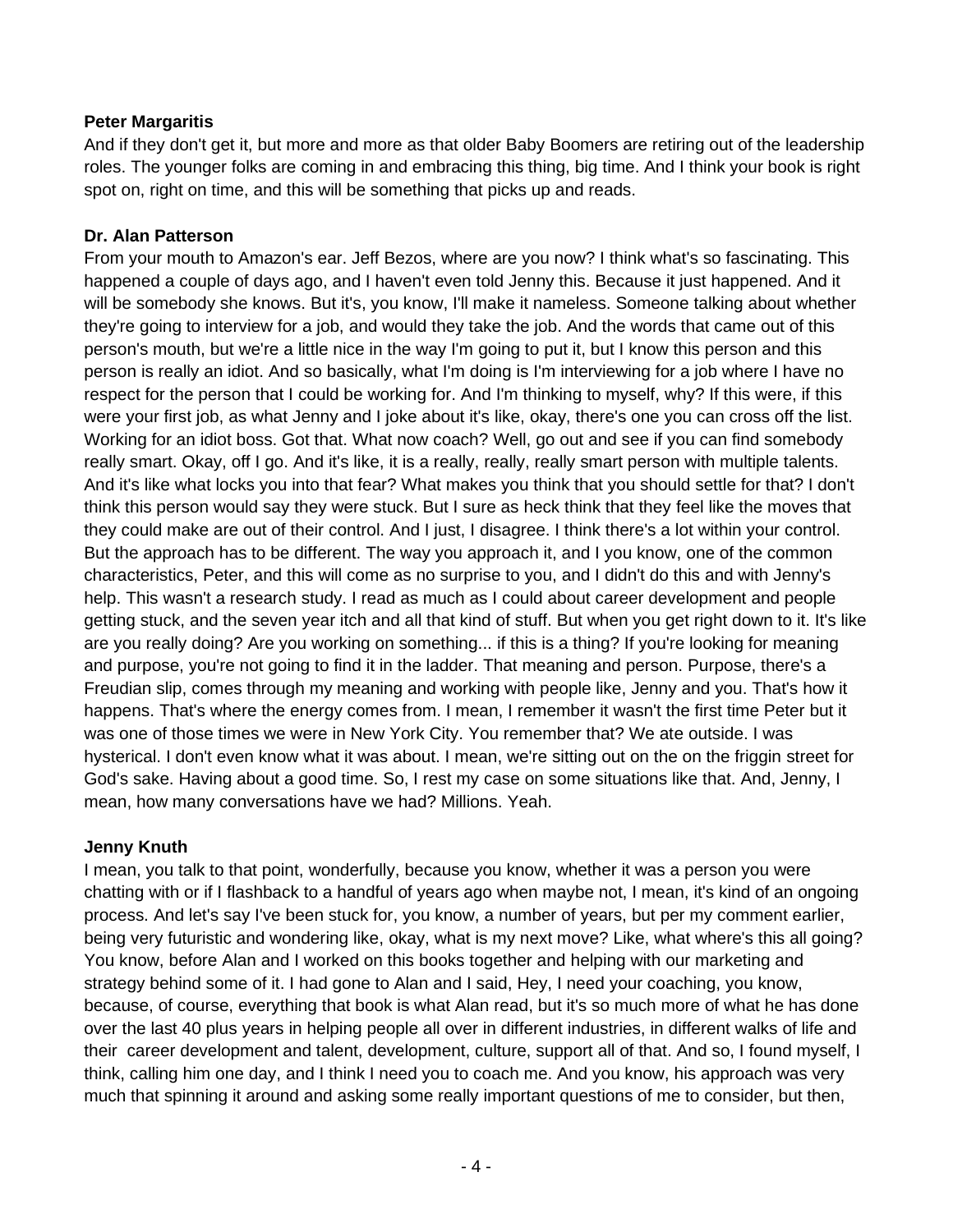**Peter Margaritis**

And if they don't get it, but more and more as that older Baby Boomers are retiring out of the leadership roles. The younger folks are coming in and embracing this thing, big time. And I think your book is right spot on, right on time, and this will be something that picks up and reads.

**Dr. Alan Patterson**

From your mouth to Amazon's ear. Jeff Bezos, where are you now? I think what's so fascinating. This happened a couple of days ago, and I haven't even told Jenny this. Because it just happened. And it will be somebody she knows. But it's, you know, I'll make it nameless. Someone talking about whether they're going to interview for a job, and would they take the job. And the words that came out of this person's mouth, but we're a little nice in the way I'm going to put it, but I know this person and this person is really an idiot. And so basically, what I'm doing is I'm interviewing for a job where I have no respect for the person that I could be working for. And I'm thinking to myself, why? If this were, if this were your first job, as what Jenny and I joke about it's like, okay, there's one you can cross off the list. Working for an idiot boss. Got that. What now coach? Well, go out and see if you can find somebody really smart. Okay, off I go. And it's like, it is a really, really, really smart person with multiple talents. And it's like what locks you into that fear? What makes you think that you should settle for that? I don't think this person would say they were stuck. But I sure as heck think that they feel like the moves that they could make are out of their control. And I just, I disagree. I think there's a lot within your control. But the approach has to be different. The way you approach it, and I you know, one of the common characteristics, Peter, and this will come as no surprise to you, and I didn't do this and with Jenny's help. This wasn't a research study. I read as much as I could about career development and people getting stuck, and the seven year itch and all that kind of stuff. But when you get right down to it. It's like are you really doing? Are you working on something... if this is a thing? If you're looking for meaning and purpose, you're not going to find it in the ladder. That meaning and person. Purpose, there's a Freudian slip, comes through my meaning and working with people like, Jenny and you. That's how it happens. That's where the energy comes from. I mean, I remember it wasn't the first time Peter but it was one of those times we were in New York City. You remember that? We ate outside. I was hysterical. I don't even know what it was about. I mean, we're sitting out on the on the friggin street for God's sake. Having about a good time. So, I rest my case on some situations like that. And, Jenny, I mean, how many conversations have we had? Millions. Yeah.

**Jenny Knuth**

I mean, you talk to that point, wonderfully, because you know, whether it was a person you were chatting with or if I flashback to a handful of years ago when maybe not, I mean, it's kind of an ongoing process. And let's say I've been stuck for, you know, a number of years, but per my comment earlier, being very futuristic and wondering like, okay, what is my next move? Like, what where's this all going? You know, before Alan and I worked on this books together and helping with our marketing and strategy behind some of it. I had gone to Alan and I said, Hey, I need your coaching, you know, because, of course, everything that book is what Alan read, but it's so much more of what he has done over the last 40 plus years in helping people all over in different industries, in different walks of life and their career development and talent, development, culture, support all of that. And so, I found myself, I think, calling him one day, and I think I need you to coach me. And you know, his approach was very much that spinning it around and asking some really important questions of me to consider, but then,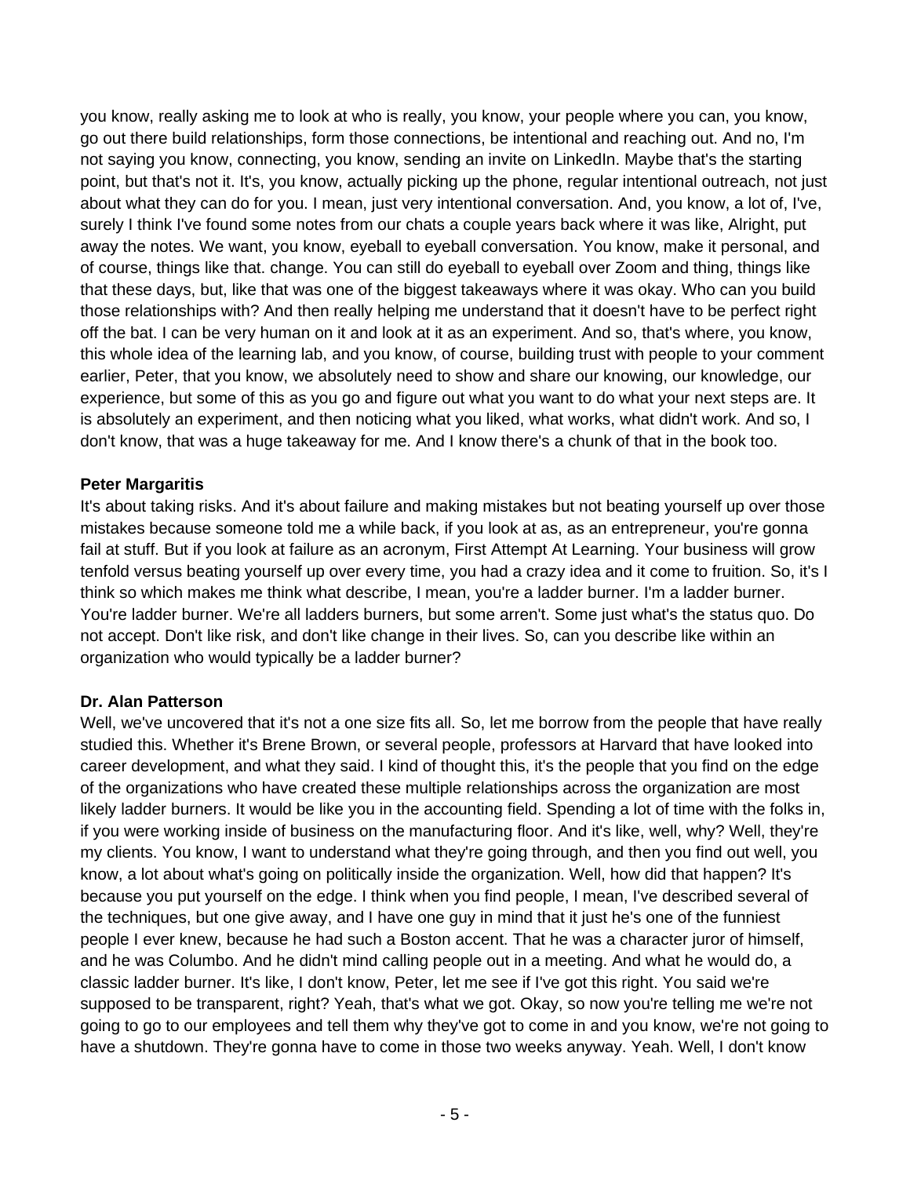you know, really asking me to look at who is really, you know, your people where you can, you know, go out there build relationships, form those connections, be intentional and reaching out. And no, I'm not saying you know, connecting, you know, sending an invite on LinkedIn. Maybe that's the starting point, but that's not it. It's, you know, actually picking up the phone, regular intentional outreach, not just about what they can do for you. I mean, just very intentional conversation. And, you know, a lot of, I've, surely I think I've found some notes from our chats a couple years back where it was like, Alright, put away the notes. We want, you know, eyeball to eyeball conversation. You know, make it personal, and of course, things like that. change. You can still do eyeball to eyeball over Zoom and thing, things like that these days, but, like that was one of the biggest takeaways where it was okay. Who can you build those relationships with? And then really helping me understand that it doesn't have to be perfect right off the bat. I can be very human on it and look at it as an experiment. And so, that's where, you know, this whole idea of the learning lab, and you know, of course, building trust with people to your comment earlier, Peter, that you know, we absolutely need to show and share our knowing, our knowledge, our experience, but some of this as you go and figure out what you want to do what your next steps are. It is absolutely an experiment, and then noticing what you liked, what works, what didn't work. And so, I don't know, that was a huge takeaway for me. And I know there's a chunk of that in the book too.

**Peter Margaritis**
It's about taking risks. And it's about failure and making mistakes but not beating yourself up over those mistakes because someone told me a while back, if you look at as, as an entrepreneur, you're gonna fail at stuff. But if you look at failure as an acronym, First Attempt At Learning. Your business will grow tenfold versus beating yourself up over every time, you had a crazy idea and it come to fruition. So, it's I think so which makes me think what describe, I mean, you're a ladder burner. I'm a ladder burner. You're ladder burner. We're all ladders burners, but some arren't. Some just what's the status quo. Do not accept. Don't like risk, and don't like change in their lives. So, can you describe like within an organization who would typically be a ladder burner?

**Dr. Alan Patterson**
Well, we've uncovered that it's not a one size fits all. So, let me borrow from the people that have really studied this. Whether it's Brene Brown, or several people, professors at Harvard that have looked into career development, and what they said. I kind of thought this, it's the people that you find on the edge of the organizations who have created these multiple relationships across the organization are most likely ladder burners. It would be like you in the accounting field. Spending a lot of time with the folks in, if you were working inside of business on the manufacturing floor. And it's like, well, why? Well, they're my clients. You know, I want to understand what they're going through, and then you find out well, you know, a lot about what's going on politically inside the organization. Well, how did that happen? It's because you put yourself on the edge. I think when you find people, I mean, I've described several of the techniques, but one give away, and I have one guy in mind that it just he's one of the funniest people I ever knew, because he had such a Boston accent. That he was a character juror of himself, and he was Columbo. And he didn't mind calling people out in a meeting. And what he would do, a classic ladder burner. It's like, I don't know, Peter, let me see if I've got this right. You said we're supposed to be transparent, right? Yeah, that's what we got. Okay, so now you're telling me we're not going to go to our employees and tell them why they've got to come in and you know, we're not going to have a shutdown. They're gonna have to come in those two weeks anyway. Yeah. Well, I don't know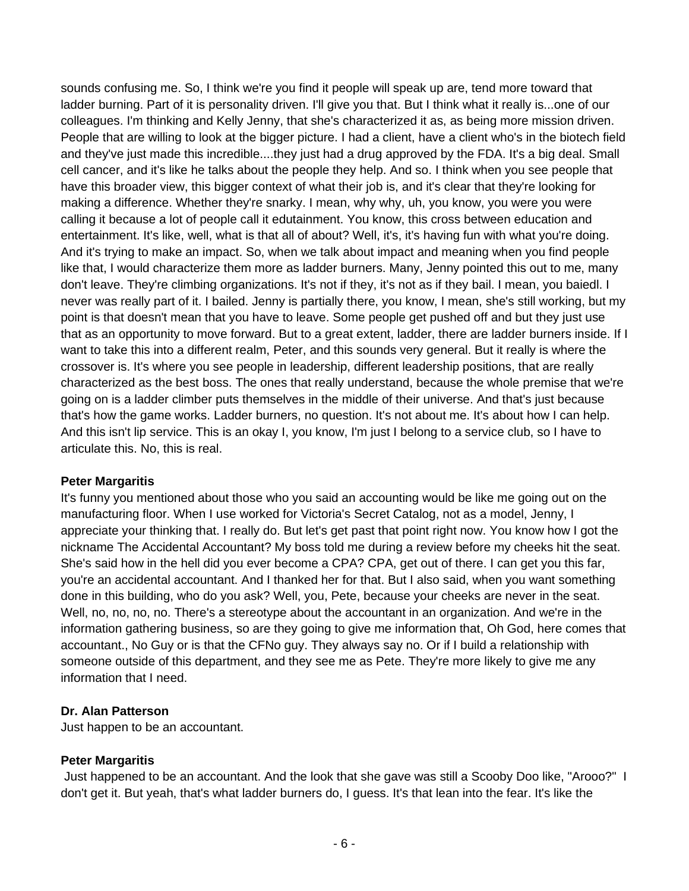sounds confusing me. So, I think we're you find it people will speak up are, tend more toward that ladder burning. Part of it is personality driven. I'll give you that. But I think what it really is...one of our colleagues. I'm thinking and Kelly Jenny, that she's characterized it as, as being more mission driven. People that are willing to look at the bigger picture. I had a client, have a client who's in the biotech field and they've just made this incredible....they just had a drug approved by the FDA. It's a big deal. Small cell cancer, and it's like he talks about the people they help. And so. I think when you see people that have this broader view, this bigger context of what their job is, and it's clear that they're looking for making a difference. Whether they're snarky. I mean, why why, uh, you know, you were you were calling it because a lot of people call it edutainment. You know, this cross between education and entertainment. It's like, well, what is that all of about? Well, it's, it's having fun with what you're doing. And it's trying to make an impact. So, when we talk about impact and meaning when you find people like that, I would characterize them more as ladder burners. Many, Jenny pointed this out to me, many don't leave. They're climbing organizations. It's not if they, it's not as if they bail. I mean, you baiedl. I never was really part of it. I bailed. Jenny is partially there, you know, I mean, she's still working, but my point is that doesn't mean that you have to leave. Some people get pushed off and but they just use that as an opportunity to move forward. But to a great extent, ladder, there are ladder burners inside. If I want to take this into a different realm, Peter, and this sounds very general. But it really is where the crossover is. It's where you see people in leadership, different leadership positions, that are really characterized as the best boss. The ones that really understand, because the whole premise that we're going on is a ladder climber puts themselves in the middle of their universe. And that's just because that's how the game works. Ladder burners, no question. It's not about me. It's about how I can help. And this isn't lip service. This is an okay I, you know, I'm just I belong to a service club, so I have to articulate this. No, this is real.

**Peter Margaritis**
It's funny you mentioned about those who you said an accounting would be like me going out on the manufacturing floor. When I use worked for Victoria's Secret Catalog, not as a model, Jenny, I appreciate your thinking that. I really do. But let's get past that point right now. You know how I got the nickname The Accidental Accountant? My boss told me during a review before my cheeks hit the seat. She's said how in the hell did you ever become a CPA? CPA, get out of there. I can get you this far, you're an accidental accountant. And I thanked her for that. But I also said, when you want something done in this building, who do you ask? Well, you, Pete, because your cheeks are never in the seat. Well, no, no, no, no. There's a stereotype about the accountant in an organization. And we're in the information gathering business, so are they going to give me information that, Oh God, here comes that accountant., No Guy or is that the CFNo guy. They always say no. Or if I build a relationship with someone outside of this department, and they see me as Pete. They're more likely to give me any information that I need.

**Dr. Alan Patterson**
Just happen to be an accountant.

**Peter Margaritis**
Just happened to be an accountant. And the look that she gave was still a Scooby Doo like, "Arooo?" I don't get it. But yeah, that's what ladder burners do, I guess. It's that lean into the fear. It's like the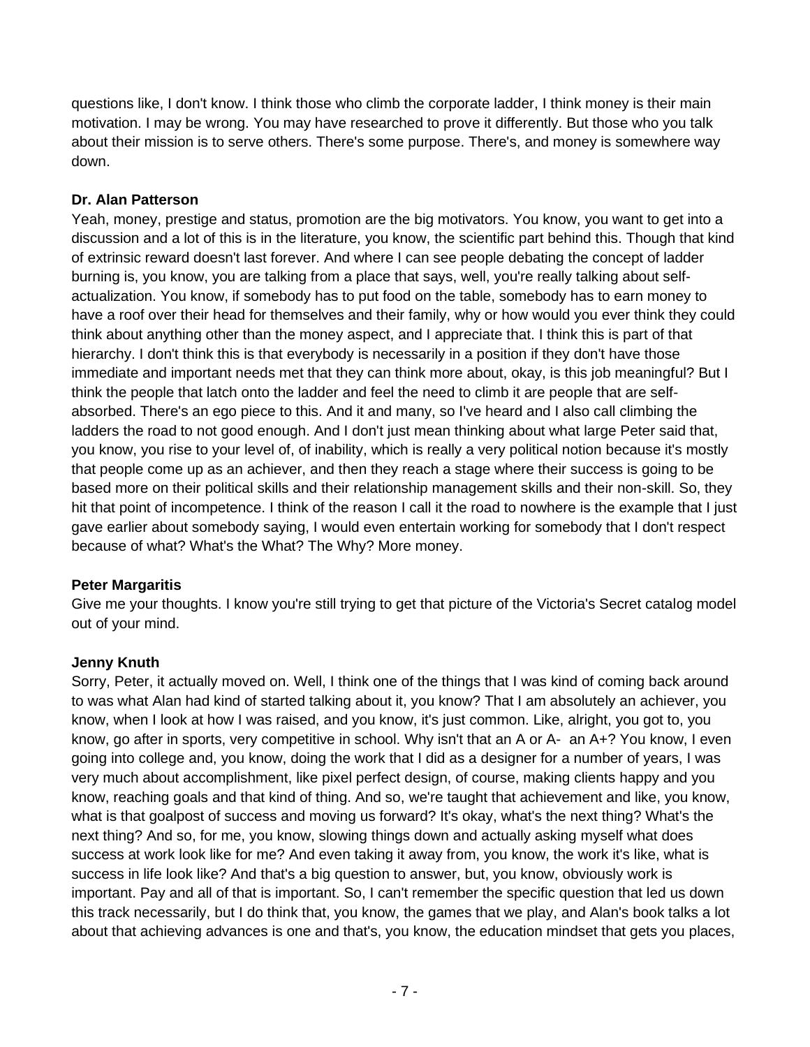questions like, I don't know. I think those who climb the corporate ladder, I think money is their main motivation. I may be wrong. You may have researched to prove it differently. But those who you talk about their mission is to serve others. There's some purpose. There's, and money is somewhere way down.

**Dr. Alan Patterson**

Yeah, money, prestige and status, promotion are the big motivators. You know, you want to get into a discussion and a lot of this is in the literature, you know, the scientific part behind this. Though that kind of extrinsic reward doesn't last forever. And where I can see people debating the concept of ladder burning is, you know, you are talking from a place that says, well, you're really talking about self-actualization. You know, if somebody has to put food on the table, somebody has to earn money to have a roof over their head for themselves and their family, why or how would you ever think they could think about anything other than the money aspect, and I appreciate that. I think this is part of that hierarchy. I don't think this is that everybody is necessarily in a position if they don't have those immediate and important needs met that they can think more about, okay, is this job meaningful? But I think the people that latch onto the ladder and feel the need to climb it are people that are self-absorbed. There's an ego piece to this. And it and many, so I've heard and I also call climbing the ladders the road to not good enough. And I don't just mean thinking about what large Peter said that, you know, you rise to your level of, of inability, which is really a very political notion because it's mostly that people come up as an achiever, and then they reach a stage where their success is going to be based more on their political skills and their relationship management skills and their non-skill. So, they hit that point of incompetence. I think of the reason I call it the road to nowhere is the example that I just gave earlier about somebody saying, I would even entertain working for somebody that I don't respect because of what? What's the What? The Why? More money.

**Peter Margaritis**

Give me your thoughts. I know you're still trying to get that picture of the Victoria's Secret catalog model out of your mind.

**Jenny Knuth**

Sorry, Peter, it actually moved on. Well, I think one of the things that I was kind of coming back around to was what Alan had kind of started talking about it, you know? That I am absolutely an achiever, you know, when I look at how I was raised, and you know, it's just common. Like, alright, you got to, you know, go after in sports, very competitive in school. Why isn't that an A or A- an A+? You know, I even going into college and, you know, doing the work that I did as a designer for a number of years, I was very much about accomplishment, like pixel perfect design, of course, making clients happy and you know, reaching goals and that kind of thing. And so, we're taught that achievement and like, you know, what is that goalpost of success and moving us forward? It's okay, what's the next thing? What's the next thing? And so, for me, you know, slowing things down and actually asking myself what does success at work look like for me? And even taking it away from, you know, the work it's like, what is success in life look like? And that's a big question to answer, but, you know, obviously work is important. Pay and all of that is important. So, I can't remember the specific question that led us down this track necessarily, but I do think that, you know, the games that we play, and Alan's book talks a lot about that achieving advances is one and that's, you know, the education mindset that gets you places,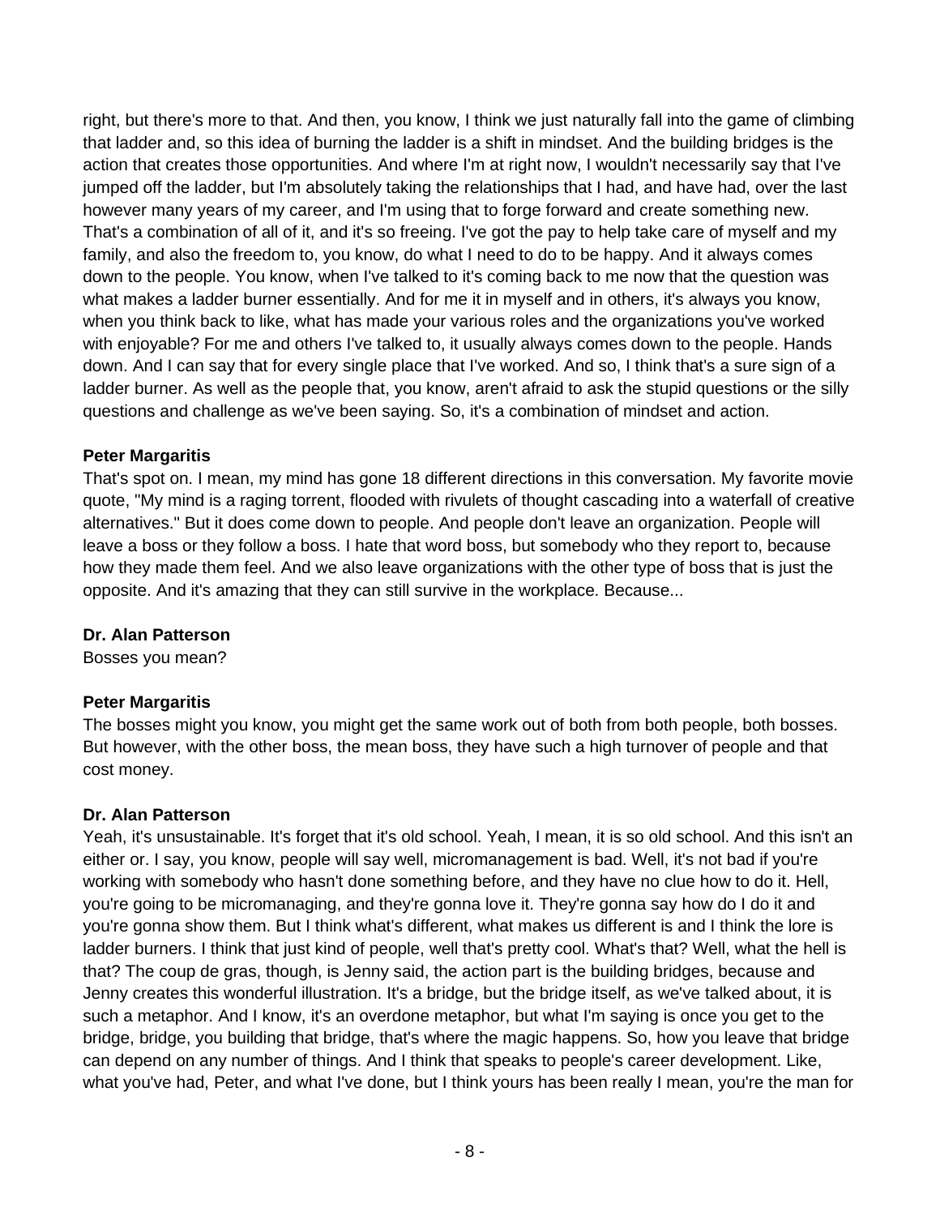right, but there's more to that. And then, you know, I think we just naturally fall into the game of climbing that ladder and, so this idea of burning the ladder is a shift in mindset. And the building bridges is the action that creates those opportunities. And where I'm at right now, I wouldn't necessarily say that I've jumped off the ladder, but I'm absolutely taking the relationships that I had, and have had, over the last however many years of my career, and I'm using that to forge forward and create something new. That's a combination of all of it, and it's so freeing. I've got the pay to help take care of myself and my family, and also the freedom to, you know, do what I need to do to be happy. And it always comes down to the people. You know, when I've talked to it's coming back to me now that the question was what makes a ladder burner essentially. And for me it in myself and in others, it's always you know, when you think back to like, what has made your various roles and the organizations you've worked with enjoyable? For me and others I've talked to, it usually always comes down to the people. Hands down. And I can say that for every single place that I've worked. And so, I think that's a sure sign of a ladder burner. As well as the people that, you know, aren't afraid to ask the stupid questions or the silly questions and challenge as we've been saying. So, it's a combination of mindset and action.

**Peter Margaritis**
That's spot on. I mean, my mind has gone 18 different directions in this conversation. My favorite movie quote, "My mind is a raging torrent, flooded with rivulets of thought cascading into a waterfall of creative alternatives." But it does come down to people. And people don't leave an organization. People will leave a boss or they follow a boss. I hate that word boss, but somebody who they report to, because how they made them feel. And we also leave organizations with the other type of boss that is just the opposite. And it's amazing that they can still survive in the workplace. Because...

**Dr. Alan Patterson**
Bosses you mean?

**Peter Margaritis**
The bosses might you know, you might get the same work out of both from both people, both bosses. But however, with the other boss, the mean boss, they have such a high turnover of people and that cost money.

**Dr. Alan Patterson**
Yeah, it's unsustainable. It's forget that it's old school. Yeah, I mean, it is so old school. And this isn't an either or. I say, you know, people will say well, micromanagement is bad. Well, it's not bad if you're working with somebody who hasn't done something before, and they have no clue how to do it. Hell, you're going to be micromanaging, and they're gonna love it. They're gonna say how do I do it and you're gonna show them. But I think what's different, what makes us different is and I think the lore is ladder burners. I think that just kind of people, well that's pretty cool. What's that? Well, what the hell is that? The coup de gras, though, is Jenny said, the action part is the building bridges, because and Jenny creates this wonderful illustration. It's a bridge, but the bridge itself, as we've talked about, it is such a metaphor. And I know, it's an overdone metaphor, but what I'm saying is once you get to the bridge, bridge, you building that bridge, that's where the magic happens. So, how you leave that bridge can depend on any number of things. And I think that speaks to people's career development. Like, what you've had, Peter, and what I've done, but I think yours has been really I mean, you're the man for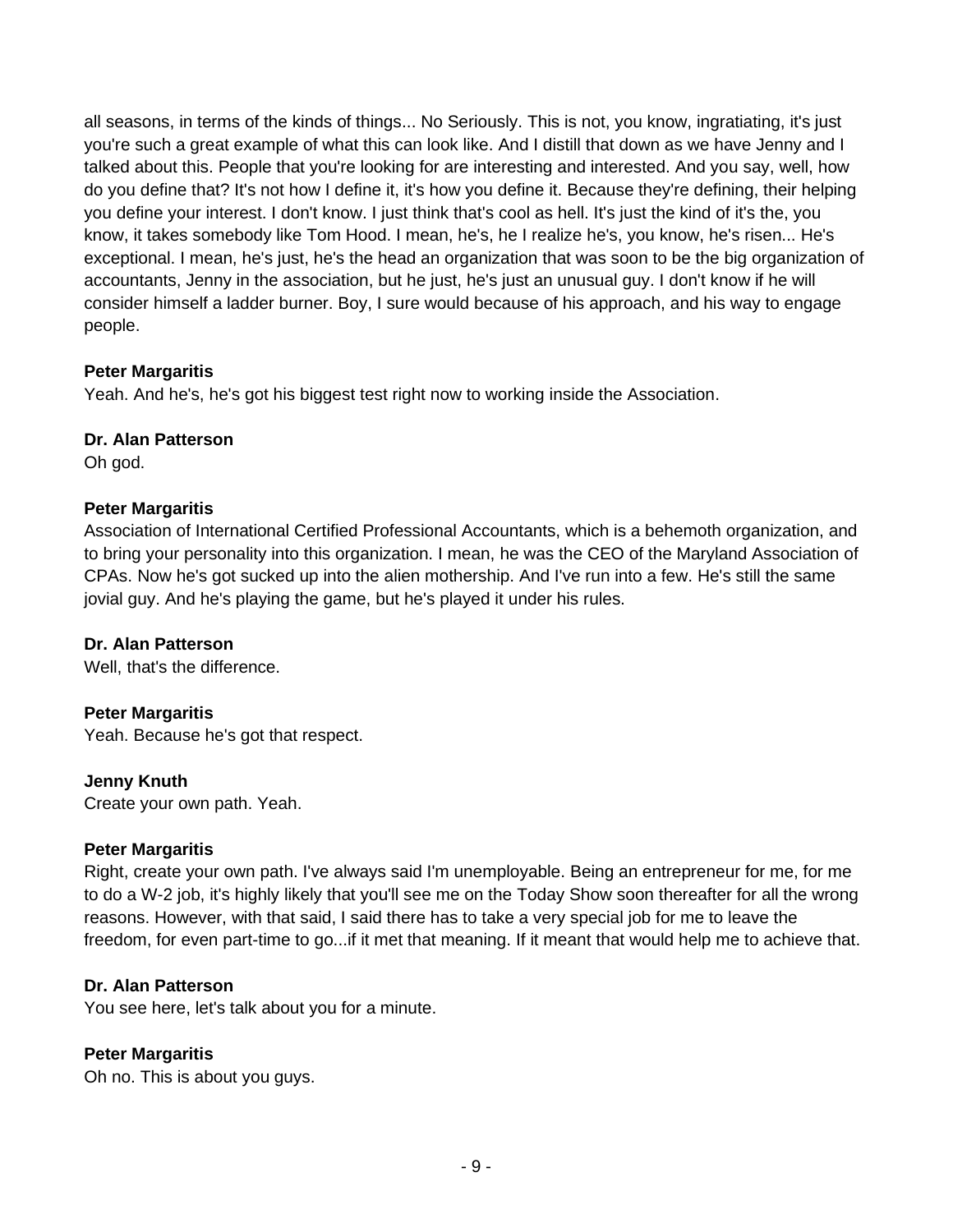all seasons, in terms of the kinds of things... No Seriously. This is not, you know, ingratiating, it's just you're such a great example of what this can look like. And I distill that down as we have Jenny and I talked about this. People that you're looking for are interesting and interested. And you say, well, how do you define that? It's not how I define it, it's how you define it. Because they're defining, their helping you define your interest. I don't know. I just think that's cool as hell. It's just the kind of it's the, you know, it takes somebody like Tom Hood. I mean, he's, he I realize he's, you know, he's risen... He's exceptional. I mean, he's just, he's the head an organization that was soon to be the big organization of accountants, Jenny in the association, but he just, he's just an unusual guy. I don't know if he will consider himself a ladder burner. Boy, I sure would because of his approach, and his way to engage people.

**Peter Margaritis**
Yeah. And he's, he's got his biggest test right now to working inside the Association.

**Dr. Alan Patterson**
Oh god.

**Peter Margaritis**
Association of International Certified Professional Accountants, which is a behemoth organization, and to bring your personality into this organization. I mean, he was the CEO of the Maryland Association of CPAs. Now he's got sucked up into the alien mothership. And I've run into a few. He's still the same jovial guy. And he's playing the game, but he's played it under his rules.

**Dr. Alan Patterson**
Well, that's the difference.

**Peter Margaritis**
Yeah. Because he's got that respect.

**Jenny Knuth**
Create your own path. Yeah.

**Peter Margaritis**
Right, create your own path. I've always said I'm unemployable. Being an entrepreneur for me, for me to do a W-2 job, it's highly likely that you'll see me on the Today Show soon thereafter for all the wrong reasons. However, with that said, I said there has to take a very special job for me to leave the freedom, for even part-time to go...if it met that meaning. If it meant that would help me to achieve that.

**Dr. Alan Patterson**
You see here, let's talk about you for a minute.

**Peter Margaritis**
Oh no. This is about you guys.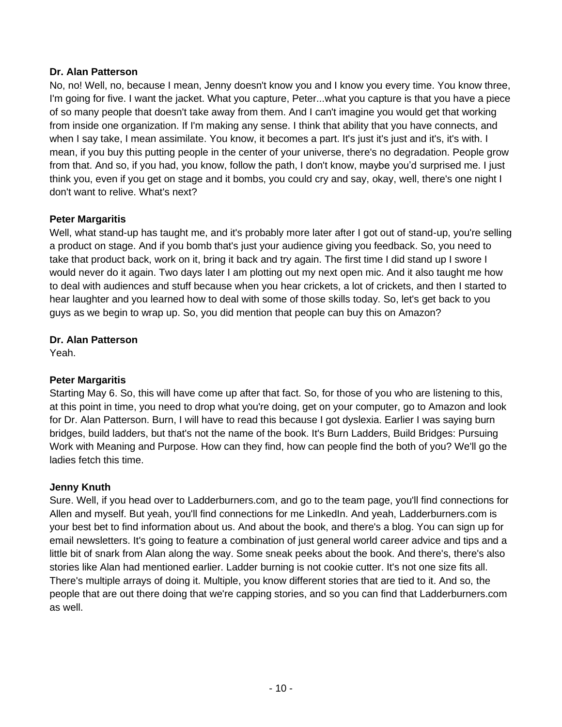**Dr. Alan Patterson**

No, no! Well, no, because I mean, Jenny doesn't know you and I know you every time. You know three, I'm going for five. I want the jacket. What you capture, Peter...what you capture is that you have a piece of so many people that doesn't take away from them. And I can't imagine you would get that working from inside one organization. If I'm making any sense. I think that ability that you have connects, and when I say take, I mean assimilate. You know, it becomes a part. It's just it's just and it's, it's with. I mean, if you buy this putting people in the center of your universe, there's no degradation. People grow from that. And so, if you had, you know, follow the path, I don't know, maybe you'd surprised me. I just think you, even if you get on stage and it bombs, you could cry and say, okay, well, there's one night I don't want to relive. What's next?

**Peter Margaritis**

Well, what stand-up has taught me, and it's probably more later after I got out of stand-up, you're selling a product on stage. And if you bomb that's just your audience giving you feedback. So, you need to take that product back, work on it, bring it back and try again. The first time I did stand up I swore I would never do it again. Two days later I am plotting out my next open mic. And it also taught me how to deal with audiences and stuff because when you hear crickets, a lot of crickets, and then I started to hear laughter and you learned how to deal with some of those skills today. So, let's get back to you guys as we begin to wrap up. So, you did mention that people can buy this on Amazon?

**Dr. Alan Patterson**

Yeah.

**Peter Margaritis**

Starting May 6. So, this will have come up after that fact. So, for those of you who are listening to this, at this point in time, you need to drop what you're doing, get on your computer, go to Amazon and look for Dr. Alan Patterson. Burn, I will have to read this because I got dyslexia. Earlier I was saying burn bridges, build ladders, but that's not the name of the book. It's Burn Ladders, Build Bridges: Pursuing Work with Meaning and Purpose. How can they find, how can people find the both of you? We'll go the ladies fetch this time.

**Jenny Knuth**

Sure. Well, if you head over to Ladderburners.com, and go to the team page, you'll find connections for Allen and myself. But yeah, you'll find connections for me LinkedIn. And yeah, Ladderburners.com is your best bet to find information about us. And about the book, and there's a blog. You can sign up for email newsletters. It's going to feature a combination of just general world career advice and tips and a little bit of snark from Alan along the way. Some sneak peeks about the book. And there's, there's also stories like Alan had mentioned earlier. Ladder burning is not cookie cutter. It's not one size fits all. There's multiple arrays of doing it. Multiple, you know different stories that are tied to it. And so, the people that are out there doing that we're capping stories, and so you can find that Ladderburners.com as well.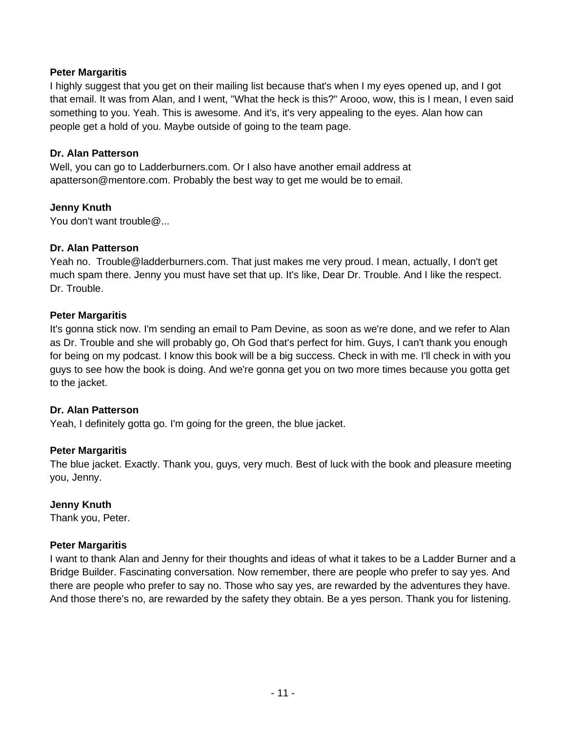**Peter Margaritis**

I highly suggest that you get on their mailing list because that's when I my eyes opened up, and I got that email. It was from Alan, and I went, "What the heck is this?" Arooo, wow, this is I mean, I even said something to you. Yeah. This is awesome. And it's, it's very appealing to the eyes. Alan how can people get a hold of you. Maybe outside of going to the team page.

**Dr. Alan Patterson**

Well, you can go to Ladderburners.com. Or I also have another email address at apatterson@mentore.com. Probably the best way to get me would be to email.

**Jenny Knuth**

You don't want trouble@...

**Dr. Alan Patterson**

Yeah no. Trouble@ladderburners.com. That just makes me very proud. I mean, actually, I don't get much spam there. Jenny you must have set that up. It's like, Dear Dr. Trouble. And I like the respect. Dr. Trouble.

**Peter Margaritis**

It's gonna stick now. I'm sending an email to Pam Devine, as soon as we're done, and we refer to Alan as Dr. Trouble and she will probably go, Oh God that's perfect for him. Guys, I can't thank you enough for being on my podcast. I know this book will be a big success. Check in with me. I'll check in with you guys to see how the book is doing. And we're gonna get you on two more times because you gotta get to the jacket.

**Dr. Alan Patterson**

Yeah, I definitely gotta go. I'm going for the green, the blue jacket.

**Peter Margaritis**

The blue jacket. Exactly. Thank you, guys, very much. Best of luck with the book and pleasure meeting you, Jenny.

**Jenny Knuth**

Thank you, Peter.

**Peter Margaritis**

I want to thank Alan and Jenny for their thoughts and ideas of what it takes to be a Ladder Burner and a Bridge Builder. Fascinating conversation. Now remember, there are people who prefer to say yes. And there are people who prefer to say no. Those who say yes, are rewarded by the adventures they have. And those there's no, are rewarded by the safety they obtain. Be a yes person. Thank you for listening.